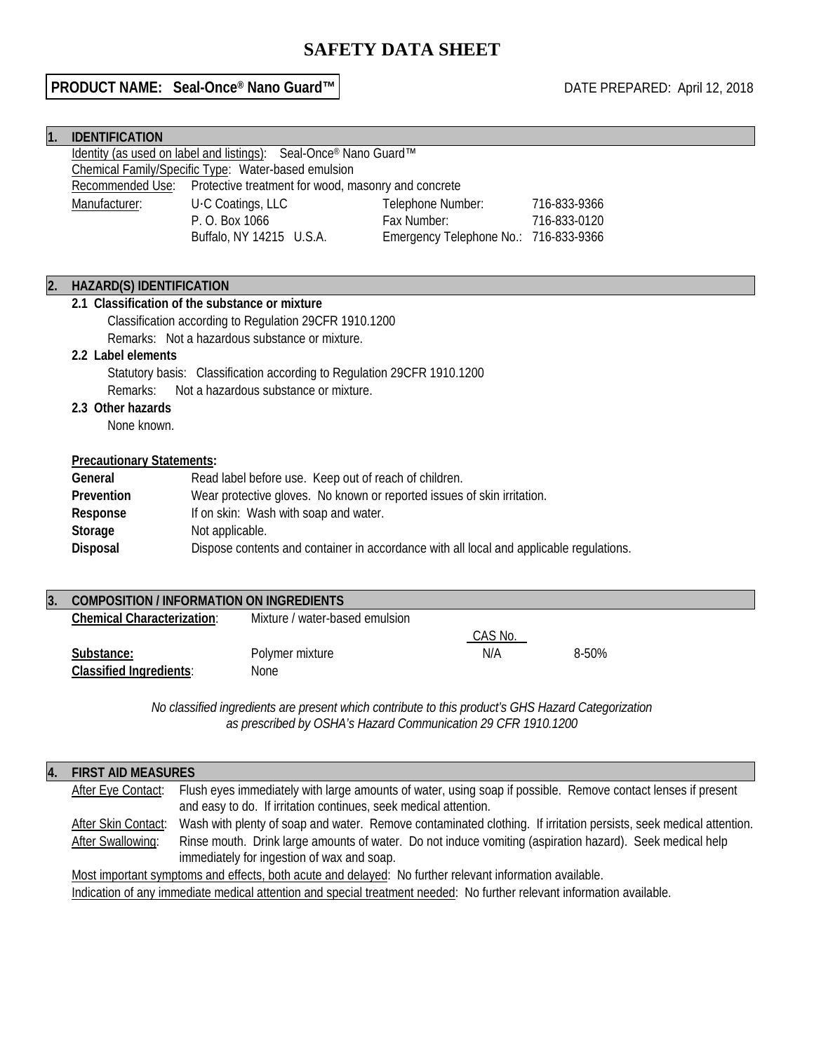# SAFETY DATA SHEET

**PRODUCT NAME: Seal-Once® Nano Guard™**

DATE PREPARED: April 12, 2018

## 1. IDENTIFICATION

Identity (as used on label and listings): Seal-Once® Nano Guard™

Chemical Family/Specific Type: Water-based emulsion

Recommended Use: Protective treatment for wood, masonry and concrete

| Manufacturer: | U·C Coatings, LLC | Telephone Number: | 716-833-9366 |
|---|---|---|---|
| | P. O. Box 1066 | Fax Number: | 716-833-0120 |
| | Buffalo, NY 14215 U.S.A. | Emergency Telephone No.: | 716-833-9366 |

## 2. HAZARD(S) IDENTIFICATION

**2.1 Classification of the substance or mixture**

Classification according to Regulation 29CFR 1910.1200

Remarks: Not a hazardous substance or mixture.

**2.2 Label elements**

Statutory basis: Classification according to Regulation 29CFR 1910.1200

Remarks: Not a hazardous substance or mixture.

**2.3 Other hazards**

None known.

**Precautionary Statements:**

| | |
|---|---|
| **General** | Read label before use. Keep out of reach of children. |
| **Prevention** | Wear protective gloves. No known or reported issues of skin irritation. |
| **Response** | If on skin: Wash with soap and water. |
| **Storage** | Not applicable. |
| **Disposal** | Dispose contents and container in accordance with all local and applicable regulations. |

## 3. COMPOSITION / INFORMATION ON INGREDIENTS

| | | CAS No. | |
|---|---|---|---|
| **Chemical Characterization**: | Mixture / water-based emulsion | | |
| **Substance:** | Polymer mixture | N/A | 8-50% |
| **Classified Ingredients**: | None | | |

*No classified ingredients are present which contribute to this product's GHS Hazard Categorization as prescribed by OSHA's Hazard Communication 29 CFR 1910.1200*

## 4. FIRST AID MEASURES

After Eye Contact: Flush eyes immediately with large amounts of water, using soap if possible. Remove contact lenses if present and easy to do. If irritation continues, seek medical attention.

After Skin Contact: Wash with plenty of soap and water. Remove contaminated clothing. If irritation persists, seek medical attention.

After Swallowing: Rinse mouth. Drink large amounts of water. Do not induce vomiting (aspiration hazard). Seek medical help immediately for ingestion of wax and soap.

Most important symptoms and effects, both acute and delayed: No further relevant information available.

Indication of any immediate medical attention and special treatment needed: No further relevant information available.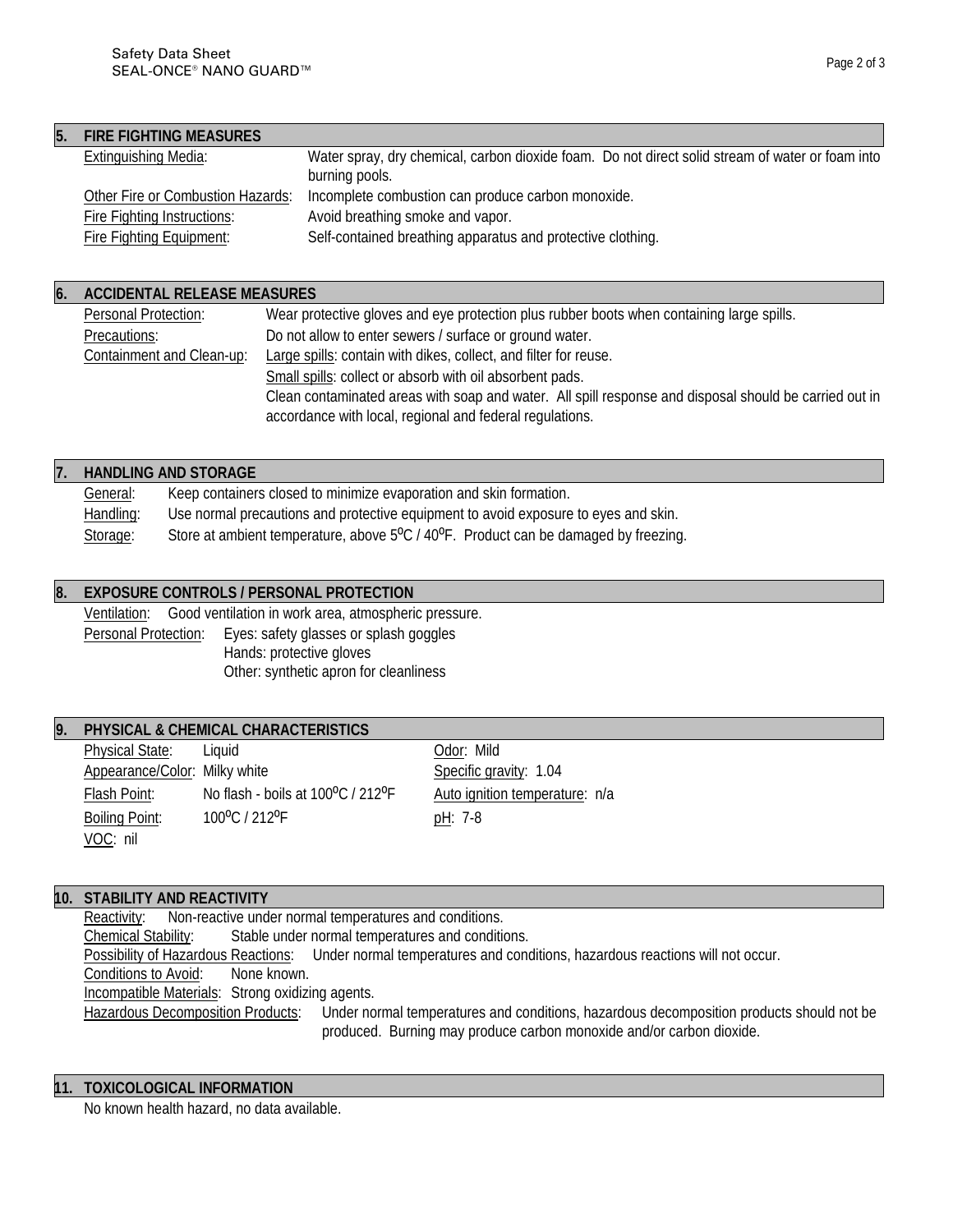## 5. FIRE FIGHTING MEASURES

Extinguishing Media: Water spray, dry chemical, carbon dioxide foam. Do not direct solid stream of water or foam into burning pools.

Other Fire or Combustion Hazards: Incomplete combustion can produce carbon monoxide.

Fire Fighting Instructions: Avoid breathing smoke and vapor.

Fire Fighting Equipment: Self-contained breathing apparatus and protective clothing.

## 6. ACCIDENTAL RELEASE MEASURES

Personal Protection: Wear protective gloves and eye protection plus rubber boots when containing large spills.

Precautions: Do not allow to enter sewers / surface or ground water.

Containment and Clean-up: Large spills: contain with dikes, collect, and filter for reuse.
Small spills: collect or absorb with oil absorbent pads.
Clean contaminated areas with soap and water. All spill response and disposal should be carried out in accordance with local, regional and federal regulations.

## 7. HANDLING AND STORAGE

General: Keep containers closed to minimize evaporation and skin formation.

Handling: Use normal precautions and protective equipment to avoid exposure to eyes and skin.

Storage: Store at ambient temperature, above 5ºC / 40ºF. Product can be damaged by freezing.

## 8. EXPOSURE CONTROLS / PERSONAL PROTECTION

Ventilation: Good ventilation in work area, atmospheric pressure.

Personal Protection: Eyes: safety glasses or splash goggles
Hands: protective gloves
Other: synthetic apron for cleanliness

## 9. PHYSICAL & CHEMICAL CHARACTERISTICS

Physical State: Liquid

Appearance/Color: Milky white

Flash Point: No flash - boils at 100ºC / 212ºF

Boiling Point: 100ºC / 212ºF

VOC: nil

Odor: Mild

Specific gravity: 1.04

Auto ignition temperature: n/a

pH: 7-8

## 10. STABILITY AND REACTIVITY

Reactivity: Non-reactive under normal temperatures and conditions.

Chemical Stability: Stable under normal temperatures and conditions.

Possibility of Hazardous Reactions: Under normal temperatures and conditions, hazardous reactions will not occur.

Conditions to Avoid: None known.

Incompatible Materials: Strong oxidizing agents.

Hazardous Decomposition Products: Under normal temperatures and conditions, hazardous decomposition products should not be produced. Burning may produce carbon monoxide and/or carbon dioxide.

## 11. TOXICOLOGICAL INFORMATION

No known health hazard, no data available.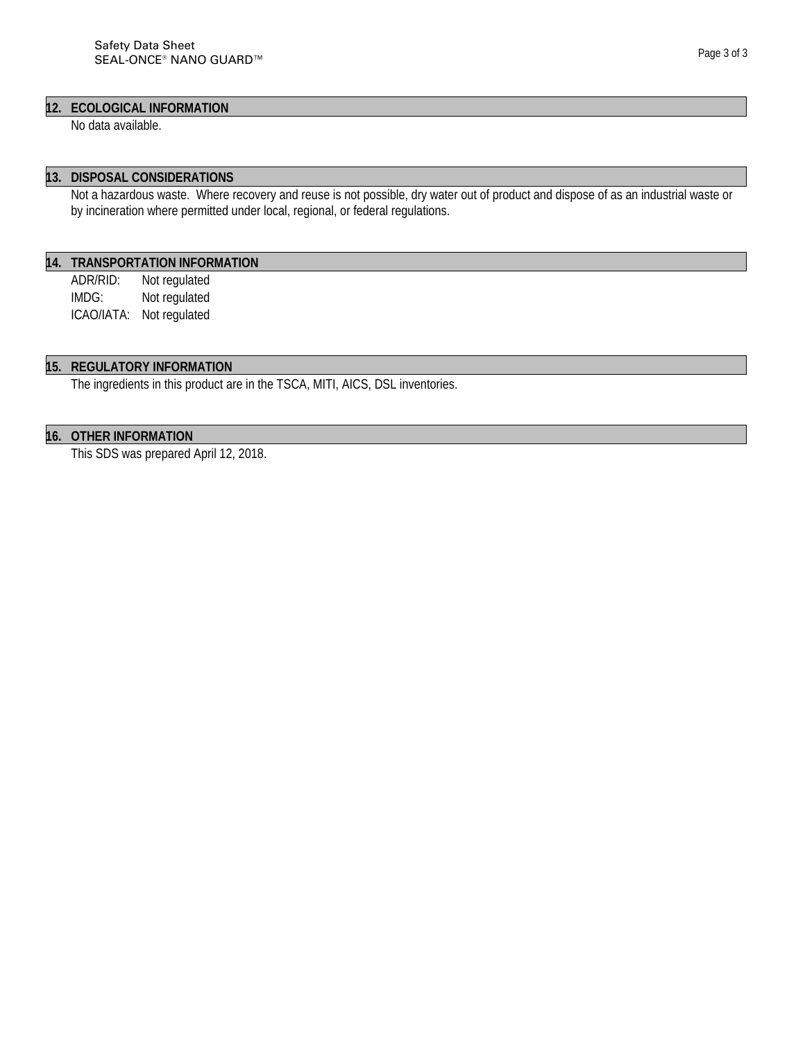## 12. ECOLOGICAL INFORMATION

No data available.

## 13. DISPOSAL CONSIDERATIONS

Not a hazardous waste. Where recovery and reuse is not possible, dry water out of product and dispose of as an industrial waste or by incineration where permitted under local, regional, or federal regulations.

## 14. TRANSPORTATION INFORMATION

| | |
|---|---|
| ADR/RID: | Not regulated |
| IMDG: | Not regulated |
| ICAO/IATA: | Not regulated |

## 15. REGULATORY INFORMATION

The ingredients in this product are in the TSCA, MITI, AICS, DSL inventories.

## 16. OTHER INFORMATION

This SDS was prepared April 12, 2018.